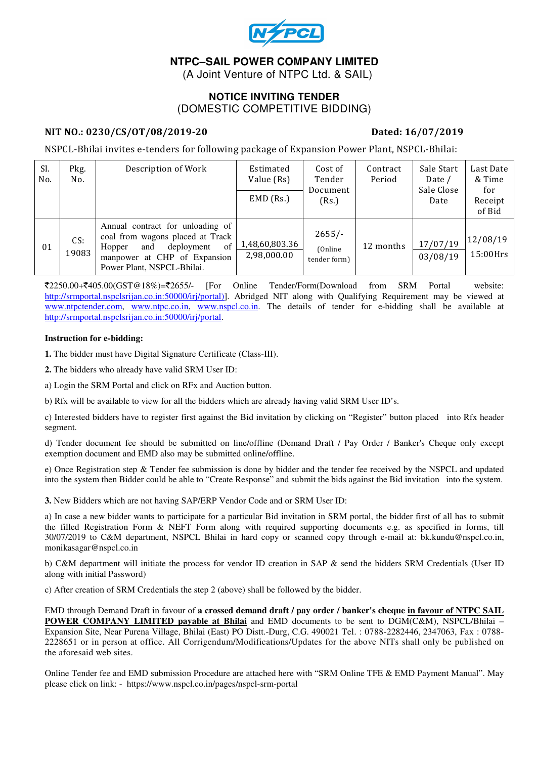NSPCL

# NTPC–SAIL POWER COMPANY LIMITED

(A Joint Venture of NTPC Ltd. & SAIL)

## NOTICE INVITING TENDER

(DOMESTIC COMPETITIVE BIDDING)

**NIT NO.: 0230/CS/OT/08/2019-20** **Dated: 16/07/2019**

NSPCL-Bhilai invites e-tenders for following package of Expansion Power Plant, NSPCL-Bhilai:

| Sl. No. | Pkg. No. | Description of Work | Estimated Value (Rs) / EMD (Rs.) | Cost of Tender Document (Rs.) | Contract Period | Sale Start Date / Sale Close Date | Last Date & Time for Receipt of Bid |
|---|---|---|---|---|---|---|---|
| 01 | CS: 19083 | Annual contract for unloading of coal from wagons placed at Track Hopper and deployment of manpower at CHP of Expansion Power Plant, NSPCL-Bhilai. | 1,48,60,803.36 / 2,98,000.00 | 2655/- (Online tender form) | 12 months | 17/07/19 / 03/08/19 | 12/08/19 15:00Hrs |

₹2250.00+₹405.00(GST@18%)=₹2655/- [For Online Tender/Form(Download from SRM Portal website: http://srmportal.nspclsrijan.co.in:50000/irj/portal)]. Abridged NIT along with Qualifying Requirement may be viewed at www.ntpctender.com, www.ntpc.co.in, www.nspcl.co.in. The details of tender for e-bidding shall be available at http://srmportal.nspclsrijan.co.in:50000/irj/portal.

**Instruction for e-bidding:**

**1.** The bidder must have Digital Signature Certificate (Class-III).

**2.** The bidders who already have valid SRM User ID:

a) Login the SRM Portal and click on RFx and Auction button.

b) Rfx will be available to view for all the bidders which are already having valid SRM User ID's.

c) Interested bidders have to register first against the Bid invitation by clicking on "Register" button placed into Rfx header segment.

d) Tender document fee should be submitted on line/offline (Demand Draft / Pay Order / Banker's Cheque only except exemption document and EMD also may be submitted online/offline.

e) Once Registration step & Tender fee submission is done by bidder and the tender fee received by the NSPCL and updated into the system then Bidder could be able to "Create Response" and submit the bids against the Bid invitation into the system.

**3.** New Bidders which are not having SAP/ERP Vendor Code and or SRM User ID:

a) In case a new bidder wants to participate for a particular Bid invitation in SRM portal, the bidder first of all has to submit the filled Registration Form & NEFT Form along with required supporting documents e.g. as specified in forms, till 30/07/2019 to C&M department, NSPCL Bhilai in hard copy or scanned copy through e-mail at: bk.kundu@nspcl.co.in, monikasagar@nspcl.co.in

b) C&M department will initiate the process for vendor ID creation in SAP & send the bidders SRM Credentials (User ID along with initial Password)

c) After creation of SRM Credentials the step 2 (above) shall be followed by the bidder.

EMD through Demand Draft in favour of **a crossed demand draft / pay order / banker's cheque <u>in favour of NTPC SAIL POWER COMPANY LIMITED payable at Bhilai</u>** and EMD documents to be sent to DGM(C&M), NSPCL/Bhilai – Expansion Site, Near Purena Village, Bhilai (East) PO Distt.-Durg, C.G. 490021 Tel. : 0788-2282446, 2347063, Fax : 0788-2228651 or in person at office. All Corrigendum/Modifications/Updates for the above NITs shall only be published on the aforesaid web sites.

Online Tender fee and EMD submission Procedure are attached here with "SRM Online TFE & EMD Payment Manual". May please click on link: - https://www.nspcl.co.in/pages/nspcl-srm-portal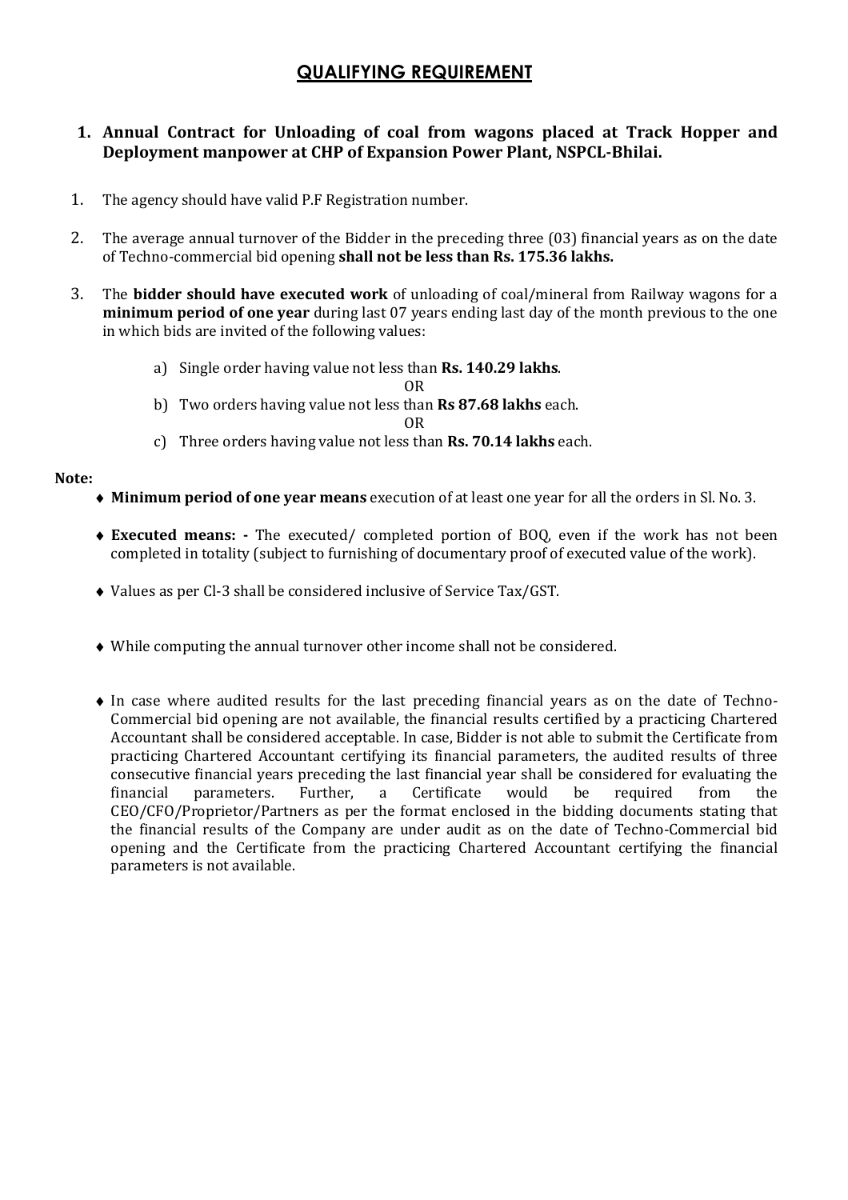## QUALIFYING REQUIREMENT

**1. Annual Contract for Unloading of coal from wagons placed at Track Hopper and Deployment manpower at CHP of Expansion Power Plant, NSPCL-Bhilai.**

1. The agency should have valid P.F Registration number.

2. The average annual turnover of the Bidder in the preceding three (03) financial years as on the date of Techno-commercial bid opening **shall not be less than Rs. 175.36 lakhs.**

3. The **bidder should have executed work** of unloading of coal/mineral from Railway wagons for a **minimum period of one year** during last 07 years ending last day of the month previous to the one in which bids are invited of the following values:

   a) Single order having value not less than **Rs. 140.29 lakhs**.

   OR

   b) Two orders having value not less than **Rs 87.68 lakhs** each.

   OR

   c) Three orders having value not less than **Rs. 70.14 lakhs** each.

**Note:**

- **Minimum period of one year means** execution of at least one year for all the orders in Sl. No. 3.
- **Executed means: -** The executed/ completed portion of BOQ, even if the work has not been completed in totality (subject to furnishing of documentary proof of executed value of the work).
- Values as per Cl-3 shall be considered inclusive of Service Tax/GST.
- While computing the annual turnover other income shall not be considered.
- In case where audited results for the last preceding financial years as on the date of Techno-Commercial bid opening are not available, the financial results certified by a practicing Chartered Accountant shall be considered acceptable. In case, Bidder is not able to submit the Certificate from practicing Chartered Accountant certifying its financial parameters, the audited results of three consecutive financial years preceding the last financial year shall be considered for evaluating the financial parameters. Further, a Certificate would be required from the CEO/CFO/Proprietor/Partners as per the format enclosed in the bidding documents stating that the financial results of the Company are under audit as on the date of Techno-Commercial bid opening and the Certificate from the practicing Chartered Accountant certifying the financial parameters is not available.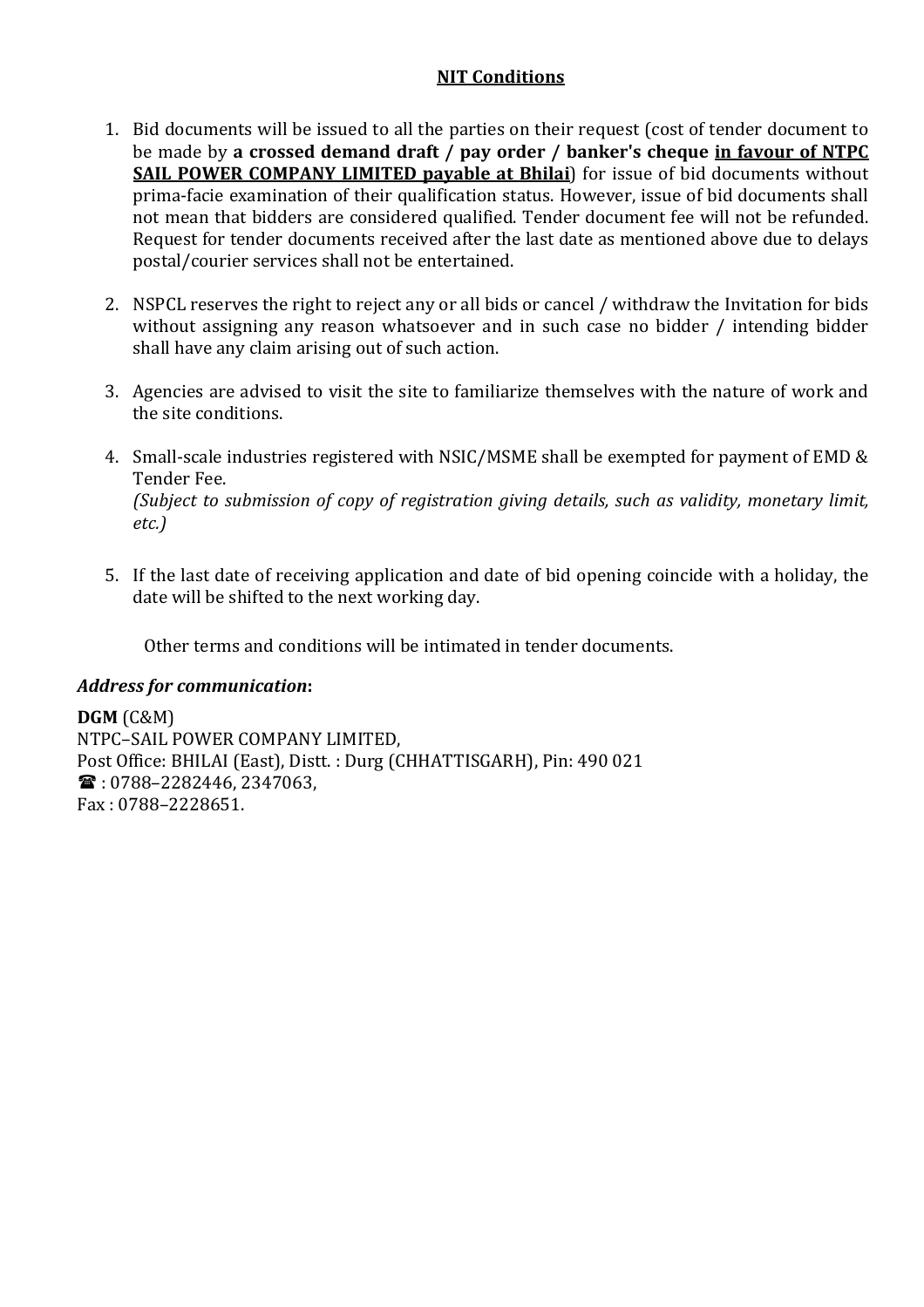## NIT Conditions

1. Bid documents will be issued to all the parties on their request (cost of tender document to be made by **a crossed demand draft / pay order / banker's cheque <u>in favour of NTPC SAIL POWER COMPANY LIMITED payable at Bhilai</u>**) for issue of bid documents without prima-facie examination of their qualification status. However, issue of bid documents shall not mean that bidders are considered qualified. Tender document fee will not be refunded. Request for tender documents received after the last date as mentioned above due to delays postal/courier services shall not be entertained.

2. NSPCL reserves the right to reject any or all bids or cancel / withdraw the Invitation for bids without assigning any reason whatsoever and in such case no bidder / intending bidder shall have any claim arising out of such action.

3. Agencies are advised to visit the site to familiarize themselves with the nature of work and the site conditions.

4. Small-scale industries registered with NSIC/MSME shall be exempted for payment of EMD & Tender Fee.
   *(Subject to submission of copy of registration giving details, such as validity, monetary limit, etc.)*

5. If the last date of receiving application and date of bid opening coincide with a holiday, the date will be shifted to the next working day.

Other terms and conditions will be intimated in tender documents.

***Address for communication*:**

**DGM** (C&M)
NTPC–SAIL POWER COMPANY LIMITED,
Post Office: BHILAI (East), Distt. : Durg (CHHATTISGARH), Pin: 490 021
☎ : 0788–2282446, 2347063,
Fax : 0788–2228651.